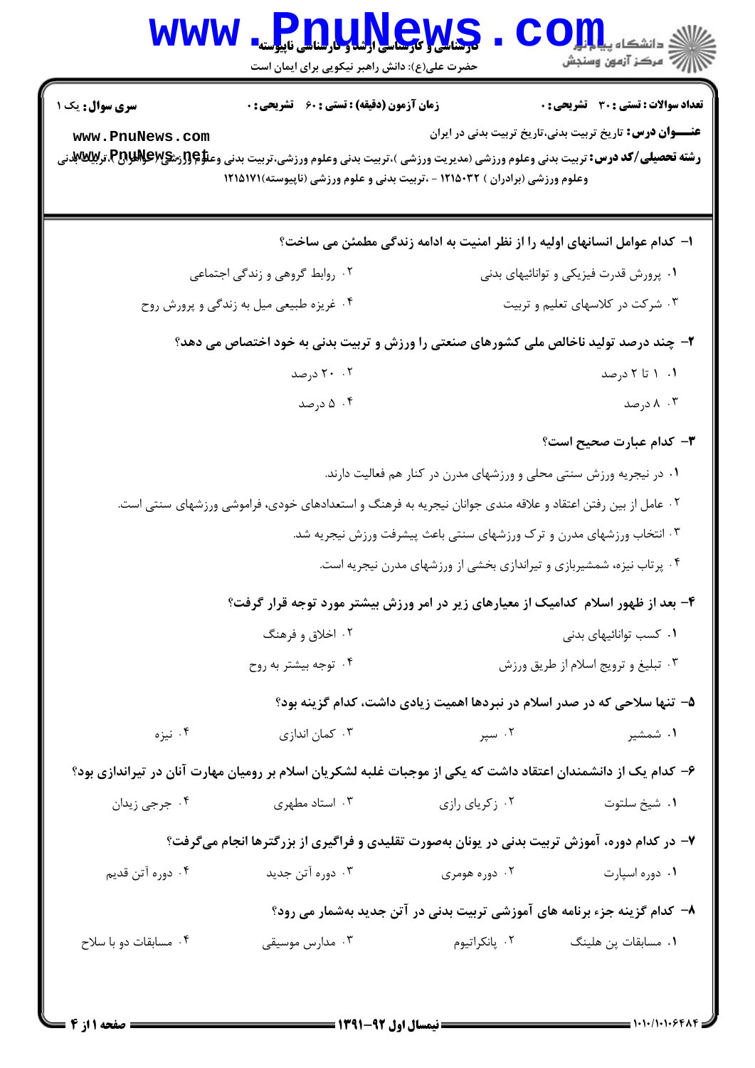**سری سوال:** یک ۱

**زمان آزمون (دقیقه) : تستی : ۶۰ تشریحی : ۰**

**تعداد سوالات : تستی : ۳۰ تشریحی : ۰**

**عنـــوان درس:** تاریخ تربیت بدنی،تاریخ تربیت بدنی در ایران

**رشته تحصیلی/کد درس:** تربیت بدنی وعلوم ورزشی (مدیریت ورزشی )،تربیت بدنی وعلوم ورزشی،تربیت بدنی وعلوم ورزشی (خواهران )،تربیت بدنی وعلوم ورزشی (برادران ) ۱۲۱۵۰۳۲ - ،تربیت بدنی و علوم ورزشی (ناپیوسته)۱۲۱۵۱۷۱

۱- کدام عوامل انسانهای اولیه را از نظر امنیت به ادامه زندگی مطمئن می ساخت؟

۱. پرورش قدرت فیزیکی و توانائیهای بدنی
۲. روابط گروهی و زندگی اجتماعی
۳. شرکت در کلاسهای تعلیم و تربیت
۴. غریزه طبیعی میل به زندگی و پرورش روح

۲- چند درصد تولید ناخالص ملی کشورهای صنعتی را ورزش و تربیت بدنی به خود اختصاص می دهد؟

۱. ۱ تا ۲ درصد
۲. ۲۰ درصد
۳. ۸ درصد
۴. ۵ درصد

۳- کدام عبارت صحیح است؟

۱. در نیجریه ورزش سنتی محلی و ورزشهای مدرن در کنار هم فعالیت دارند.
۲. عامل از بین رفتن اعتقاد و علاقه مندی جوانان نیجریه به فرهنگ و استعدادهای خودی، فراموشی ورزشهای سنتی است.
۳. انتخاب ورزشهای مدرن و ترک ورزشهای سنتی باعث پیشرفت ورزش نیجریه شد.
۴. پرتاب نیزه، شمشیربازی و تیراندازی بخشی از ورزشهای مدرن نیجریه است.

۴- بعد از ظهور اسلام کدامیک از معیارهای زیر در امر ورزش بیشتر مورد توجه قرار گرفت؟

۱. کسب توانائیهای بدنی
۲. اخلاق و فرهنگ
۳. تبلیغ و ترویج اسلام از طریق ورزش
۴. توجه بیشتر به روح

۵- تنها سلاحی که در صدر اسلام در نبردها اهمیت زیادی داشت، کدام گزینه بود؟

۱. شمشیر
۲. سپر
۳. کمان اندازی
۴. نیزه

۶- کدام یک از دانشمندان اعتقاد داشت که یکی از موجبات غلبه لشکریان اسلام بر رومیان مهارت آنان در تیراندازی بود؟

۱. شیخ سلتوت
۲. زکریای رازی
۳. استاد مطهری
۴. جرجی زیدان

۷- در کدام دوره، آموزش تربیت بدنی در یونان به‌صورت تقلیدی و فراگیری از بزرگترها انجام می‌گرفت؟

۱. دوره اسپارت
۲. دوره هومری
۳. دوره آتن جدید
۴. دوره آتن قدیم

۸- کدام گزینه جزء برنامه های آموزشی تربیت بدنی در آتن جدید به‌شمار می رود؟

۱. مسابقات پن هلینگ
۲. پانکراتیوم
۳. مدارس موسیقی
۴. مسابقات دو با سلاح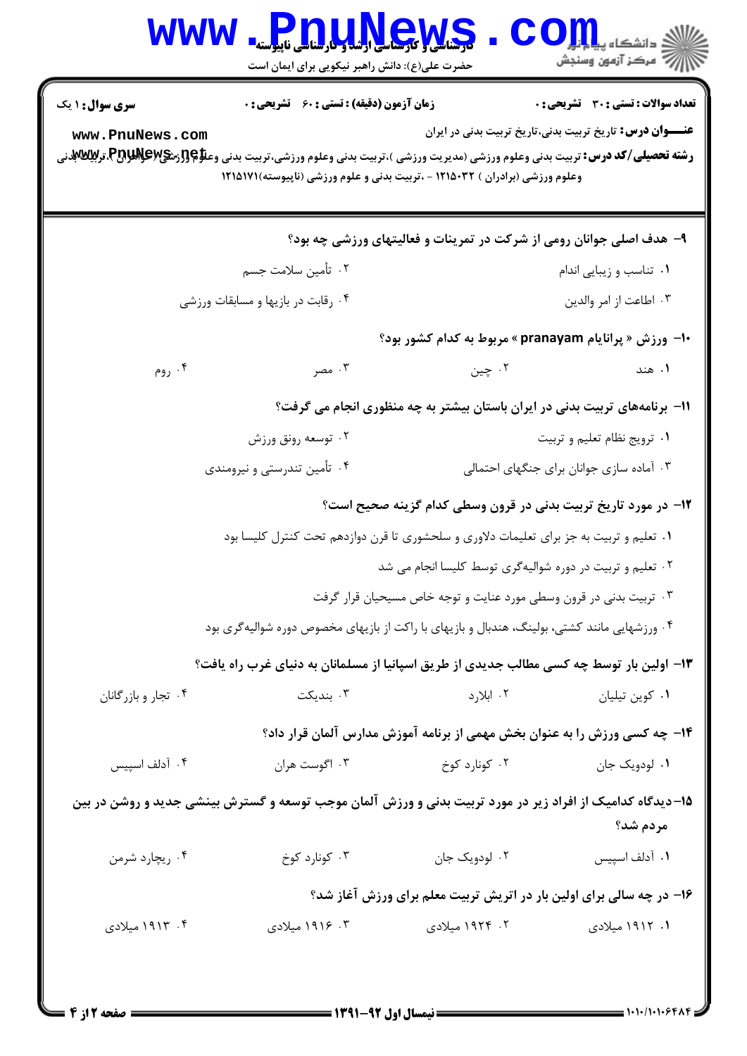**سری سوال:** ۱ یک

**زمان آزمون (دقیقه) : تستی : ۶۰ تشریحی : ۰**

**تعداد سوالات : تستی : ۳۰ تشریحی : ۰**

**عنـــوان درس:** تاریخ تربیت بدنی،تاریخ تربیت بدنی در ایران

**رشته تحصیلی/کد درس:** تربیت بدنی وعلوم ورزشی (مدیریت ورزشی )،تربیت بدنی وعلوم ورزشی،تربیت بدنی وعلوم ورزشی (خواهران )،تربیت بدنی وعلوم ورزشی (برادران ) ۱۲۱۵۰۳۲ - ،تربیت بدنی و علوم ورزشی (ناپیوسته)۱۲۱۵۱۷۱

۹- هدف اصلی جوانان رومی از شرکت در تمرینات و فعالیتهای ورزشی چه بود؟

۱. تناسب و زیبایی اندام
۲. تأمین سلامت جسم
۳. اطاعت از امر والدین
۴. رقابت در بازیها و مسابقات ورزشی

۱۰- ورزش « پرانایام pranayam » مربوط به کدام کشور بود؟

۱. هند
۲. چین
۳. مصر
۴. روم

۱۱- برنامه‌های تربیت بدنی در ایران باستان بیشتر به چه منظوری انجام می گرفت؟

۱. ترویج نظام تعلیم و تربیت
۲. توسعه رونق ورزش
۳. آماده سازی جوانان برای جنگهای احتمالی
۴. تأمین تندرستی و نیرومندی

۱۲- در مورد تاریخ تربیت بدنی در قرون وسطی کدام گزینه صحیح است؟

۱. تعلیم و تربیت به جز برای تعلیمات دلاوری و سلحشوری تا قرن دوازدهم تحت کنترل کلیسا بود
۲. تعلیم و تربیت در دوره شوالیه‌گری توسط کلیسا انجام می شد
۳. تربیت بدنی در قرون وسطی مورد عنایت و توجه خاص مسیحیان قرار گرفت
۴. ورزشهایی مانند کشتی، بولینگ، هندبال و بازیهای با راکت از بازیهای مخصوص دوره شوالیه‌گری بود

۱۳- اولین بار توسط چه کسی مطالب جدیدی از طریق اسپانیا از مسلمانان به دنیای غرب راه یافت؟

۱. کوین تیلیان
۲. ابلارد
۳. بندیکت
۴. تجار و بازرگانان

۱۴- چه کسی ورزش را به عنوان بخش مهمی از برنامه آموزش مدارس آلمان قرار داد؟

۱. لودویک جان
۲. کونارد کوخ
۳. اگوست هران
۴. آدلف اسپیس

۱۵- دیدگاه کدامیک از افراد زیر در مورد تربیت بدنی و ورزش آلمان موجب توسعه و گسترش بینشی جدید و روشن در بین مردم شد؟

۱. آدلف اسپیس
۲. لودویک جان
۳. کونارد کوخ
۴. ریچارد شرمن

۱۶- در چه سالی برای اولین بار در اتریش تربیت معلم برای ورزش آغاز شد؟

۱. ۱۹۱۲ میلادی
۲. ۱۹۲۴ میلادی
۳. ۱۹۱۶ میلادی
۴. ۱۹۱۳ میلادی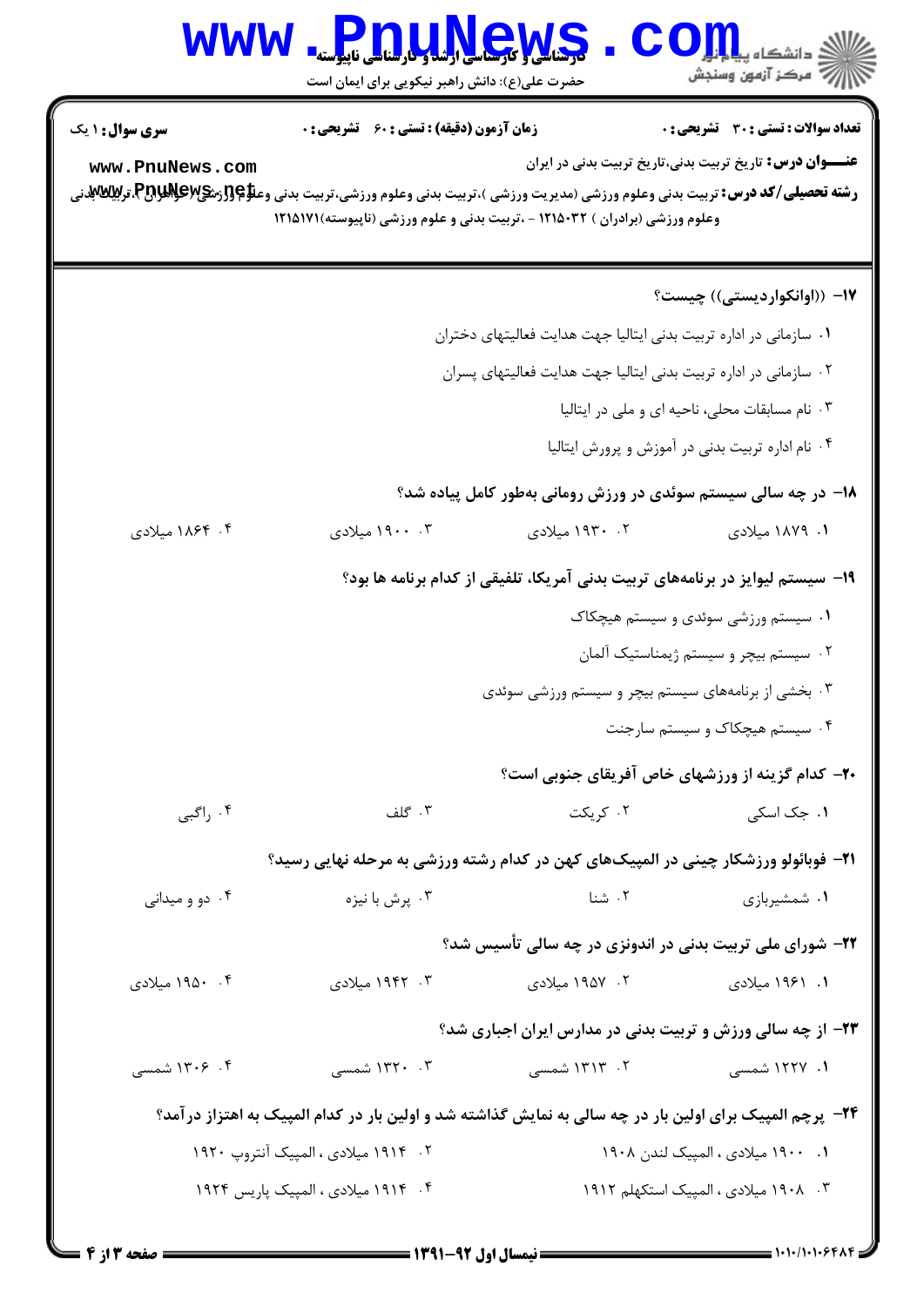**سری سوال:** ۱ یک

**زمان آزمون (دقیقه) : تستی :** ۶۰ **تشریحی :** ۰

**تعداد سوالات : تستی :** ۳۰ **تشریحی :** ۰

**عنـــوان درس:** تاریخ تربیت بدنی،تاریخ تربیت بدنی در ایران

**رشته تحصیلی/کد درس:** تربیت بدنی وعلوم ورزشی (مدیریت ورزشی )،تربیت بدنی وعلوم ورزشی،تربیت بدنی وعلوم ورزشی (خواهران )،تربیت بدنی وعلوم ورزشی (برادران ) ۱۲۱۵۰۳۲ - ،تربیت بدنی و علوم ورزشی (ناپیوسته)۱۲۱۵۱۷۱

**۱۷- ((اوانکواردیستی)) چیست؟**

۱. سازمانی در اداره تربیت بدنی ایتالیا جهت هدایت فعالیتهای دختران

۲. سازمانی در اداره تربیت بدنی ایتالیا جهت هدایت فعالیتهای پسران

۳. نام مسابقات محلی، ناحیه ای و ملی در ایتالیا

۴. نام اداره تربیت بدنی در آموزش و پرورش ایتالیا

**۱۸- در چه سالی سیستم سوئدی در ورزش رومانی به‌طور کامل پیاده شد؟**

۱. ۱۸۷۹ میلادی
۲. ۱۹۳۰ میلادی
۳. ۱۹۰۰ میلادی
۴. ۱۸۶۴ میلادی

**۱۹- سیستم لیوایز در برنامه‌های تربیت بدنی آمریکا، تلفیقی از کدام برنامه ها بود؟**

۱. سیستم ورزشی سوئدی و سیستم هیچکاک

۲. سیستم بیچر و سیستم ژیمناستیک آلمان

۳. بخشی از برنامه‌های سیستم بیچر و سیستم ورزشی سوئدی

۴. سیستم هیچکاک و سیستم سارجنت

**۲۰- کدام گزینه از ورزشهای خاص آفریقای جنوبی است؟**

۱. جک اسکی
۲. کریکت
۳. گلف
۴. راگبی

**۲۱- فوبائولو ورزشکار چینی در المپیک‌های کهن در کدام رشته ورزشی به مرحله نهایی رسید؟**

۱. شمشیربازی
۲. شنا
۳. پرش با نیزه
۴. دو و میدانی

**۲۲- شورای ملی تربیت بدنی در اندونزی در چه سالی تأسیس شد؟**

۱. ۱۹۶۱ میلادی
۲. ۱۹۵۷ میلادی
۳. ۱۹۴۲ میلادی
۴. ۱۹۵۰ میلادی

**۲۳- از چه سالی ورزش و تربیت بدنی در مدارس ایران اجباری شد؟**

۱. ۱۲۲۷ شمسی
۲. ۱۳۱۳ شمسی
۳. ۱۳۲۰ شمسی
۴. ۱۳۰۶ شمسی

**۲۴- پرچم المپیک برای اولین بار در چه سالی به نمایش گذاشته شد و اولین بار در کدام المپیک به اهتزاز درآمد؟**

۱. ۱۹۰۰ میلادی ، المپیک لندن ۱۹۰۸

۲. ۱۹۱۴ میلادی ، المپیک آنتروپ ۱۹۲۰

۳. ۱۹۰۸ میلادی ، المپیک استکهلم ۱۹۱۲

۴. ۱۹۱۴ میلادی ، المپیک پاریس ۱۹۲۴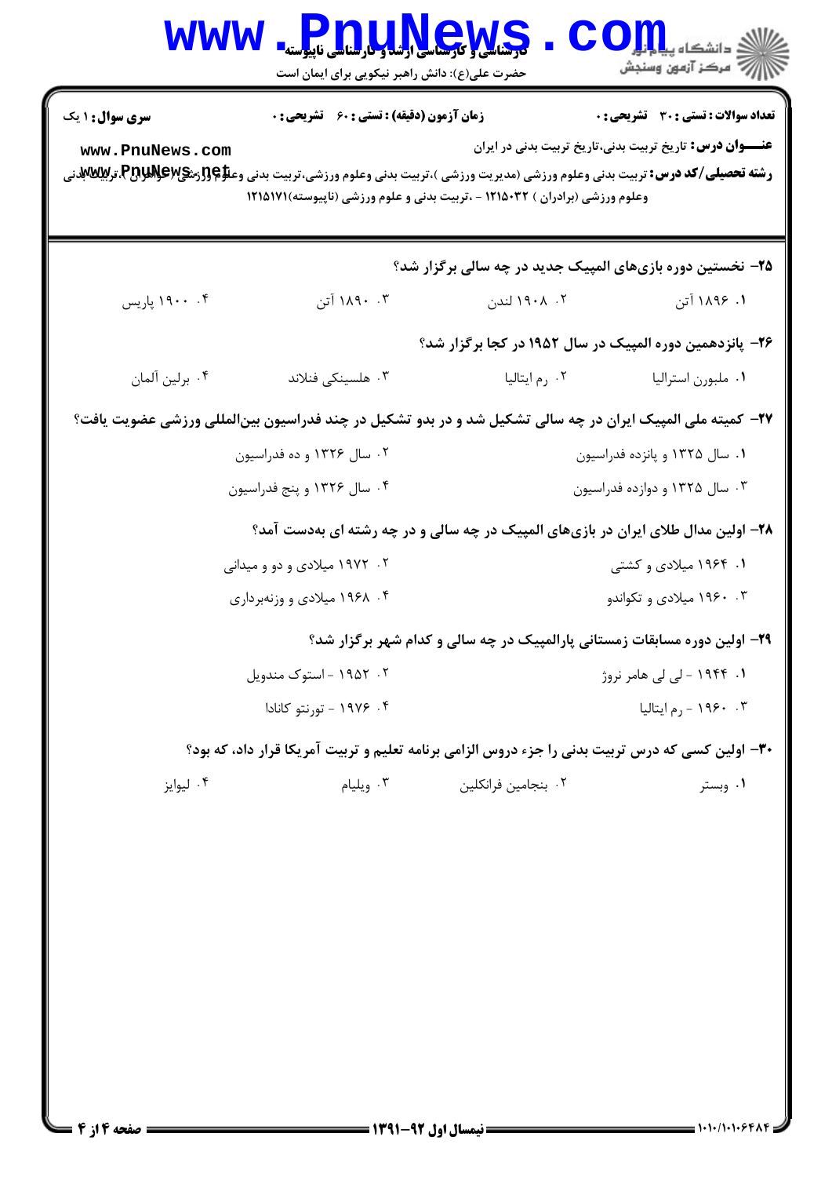**سری سوال:** ۱ یک

**زمان آزمون (دقیقه) : تستی : ۶۰ تشریحی : ۰**

**تعداد سوالات : تستی : ۳۰ تشریحی : ۰**

**عنـــوان درس:** تاریخ تربیت بدنی،تاریخ تربیت بدنی در ایران

**رشته تحصیلی/کد درس:** تربیت بدنی وعلوم ورزشی (مدیریت ورزشی )،تربیت بدنی وعلوم ورزشی،تربیت بدنی وعلوم ورزشی (خواهران )،تربیت بدنی وعلوم ورزشی (برادران ) ۱۲۱۵۰۳۲ - ،تربیت بدنی و علوم ورزشی (ناپیوسته)۱۲۱۵۱۷۱

۲۵- نخستین دوره بازی‌های المپیک جدید در چه سالی برگزار شد؟

۱. ۱۸۹۶ آتن
۲. ۱۹۰۸ لندن
۳. ۱۸۹۰ آتن
۴. ۱۹۰۰ پاریس

۲۶- پانزدهمین دوره المپیک در سال ۱۹۵۲ در کجا برگزار شد؟

۱. ملبورن استرالیا
۲. رم ایتالیا
۳. هلسینکی فنلاند
۴. برلین آلمان

۲۷- کمیته ملی المپیک ایران در چه سالی تشکیل شد و در بدو تشکیل در چند فدراسیون بین‌المللی ورزشی عضویت یافت؟

۱. سال ۱۳۲۵ و پانزده فدراسیون
۲. سال ۱۳۲۶ و ده فدراسیون
۳. سال ۱۳۲۵ و دوازده فدراسیون
۴. سال ۱۳۲۶ و پنج فدراسیون

۲۸- اولین مدال طلای ایران در بازی‌های المپیک در چه سالی و در چه رشته ای به‌دست آمد؟

۱. ۱۹۶۴ میلادی و کشتی
۲. ۱۹۷۲ میلادی و دو و میدانی
۳. ۱۹۶۰ میلادی و تکواندو
۴. ۱۹۶۸ میلادی و وزنه‌برداری

۲۹- اولین دوره مسابقات زمستانی پارالمپیک در چه سالی و کدام شهر برگزار شد؟

۱. ۱۹۴۴ - لی لی هامر نروژ
۲. ۱۹۵۲ - استوک مندویل
۳. ۱۹۶۰ - رم ایتالیا
۴. ۱۹۷۶ - تورنتو کانادا

۳۰- اولین کسی که درس تربیت بدنی را جزء دروس الزامی برنامه تعلیم و تربیت آمریکا قرار داد، که بود؟

۱. وبستر
۲. بنجامین فرانکلین
۳. ویلیام
۴. لیوایز